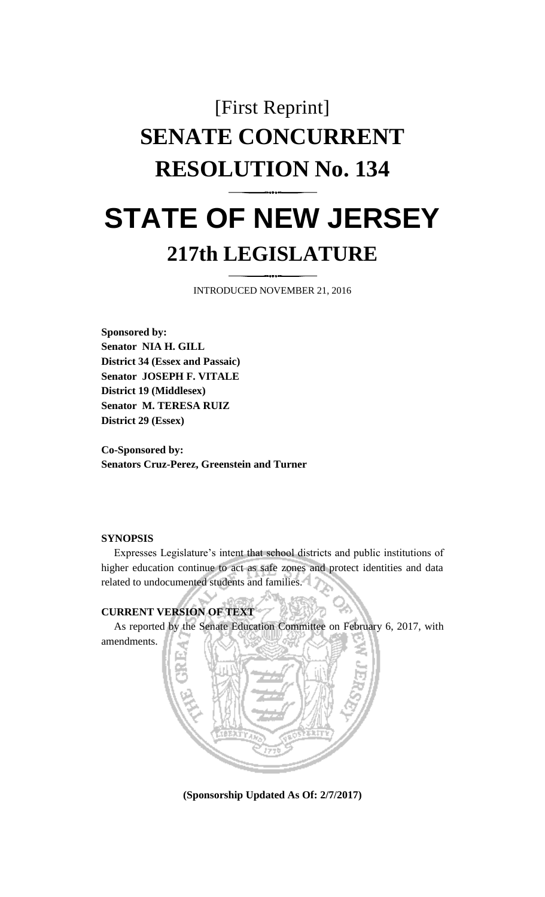[First Reprint]

# SENATE CONCURRENT RESOLUTION No. 134

# STATE OF NEW JERSEY

## 217th LEGISLATURE

INTRODUCED NOVEMBER 21, 2016

**Sponsored by:**
**Senator NIA H. GILL**
**District 34 (Essex and Passaic)**
**Senator JOSEPH F. VITALE**
**District 19 (Middlesex)**
**Senator M. TERESA RUIZ**
**District 29 (Essex)**

**Co-Sponsored by:**
**Senators Cruz-Perez, Greenstein and Turner**

**SYNOPSIS**

Expresses Legislature's intent that school districts and public institutions of higher education continue to act as safe zones and protect identities and data related to undocumented students and families.

**CURRENT VERSION OF TEXT**

As reported by the Senate Education Committee on February 6, 2017, with amendments.

**(Sponsorship Updated As Of: 2/7/2017)**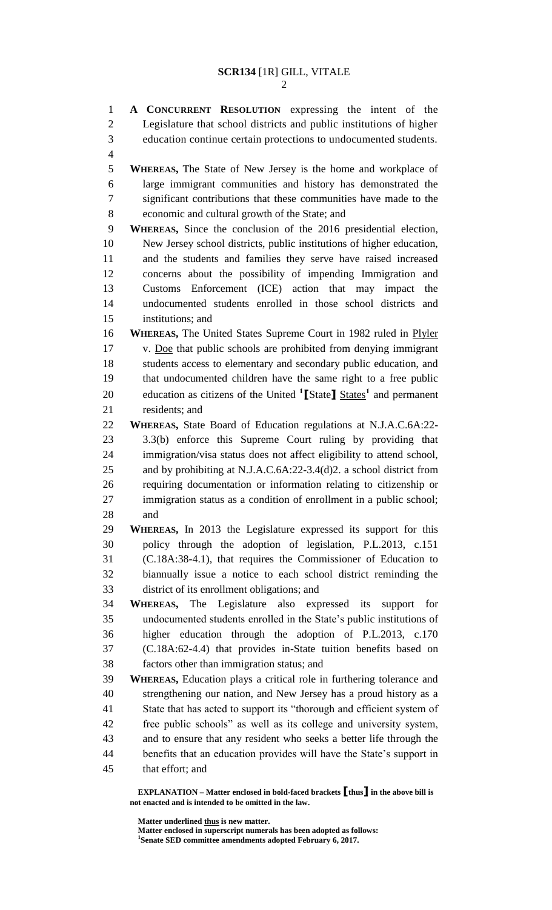**A CONCURRENT RESOLUTION** expressing the intent of the Legislature that school districts and public institutions of higher education continue certain protections to undocumented students.

**WHEREAS,** The State of New Jersey is the home and workplace of large immigrant communities and history has demonstrated the significant contributions that these communities have made to the economic and cultural growth of the State; and

**WHEREAS,** Since the conclusion of the 2016 presidential election, New Jersey school districts, public institutions of higher education, and the students and families they serve have raised increased concerns about the possibility of impending Immigration and Customs Enforcement (ICE) action that may impact the undocumented students enrolled in those school districts and institutions; and

**WHEREAS,** The United States Supreme Court in 1982 ruled in Plyler v. Doe that public schools are prohibited from denying immigrant students access to elementary and secondary public education, and that undocumented children have the same right to a free public education as citizens of the United [1]**[**State**]** States[1] and permanent residents; and

**WHEREAS,** State Board of Education regulations at N.J.A.C.6A:22-3.3(b) enforce this Supreme Court ruling by providing that immigration/visa status does not affect eligibility to attend school, and by prohibiting at N.J.A.C.6A:22-3.4(d)2. a school district from requiring documentation or information relating to citizenship or immigration status as a condition of enrollment in a public school; and

**WHEREAS,** In 2013 the Legislature expressed its support for this policy through the adoption of legislation, P.L.2013, c.151 (C.18A:38-4.1), that requires the Commissioner of Education to biannually issue a notice to each school district reminding the district of its enrollment obligations; and

**WHEREAS,** The Legislature also expressed its support for undocumented students enrolled in the State's public institutions of higher education through the adoption of P.L.2013, c.170 (C.18A:62-4.4) that provides in-State tuition benefits based on factors other than immigration status; and

**WHEREAS,** Education plays a critical role in furthering tolerance and strengthening our nation, and New Jersey has a proud history as a State that has acted to support its "thorough and efficient system of free public schools" as well as its college and university system, and to ensure that any resident who seeks a better life through the benefits that an education provides will have the State's support in that effort; and

**EXPLANATION – Matter enclosed in bold-faced brackets [thus] in the above bill is not enacted and is intended to be omitted in the law.**

**Matter underlined thus is new matter.**
**Matter enclosed in superscript numerals has been adopted as follows:**
[1]**Senate SED committee amendments adopted February 6, 2017.**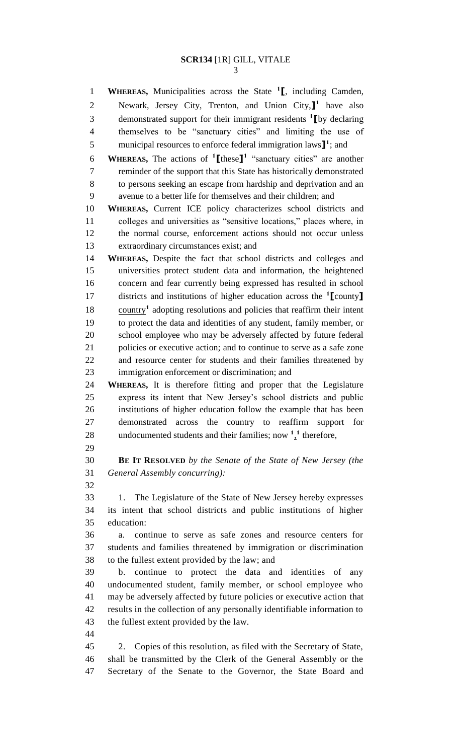**WHEREAS,** Municipalities across the State [1]⟦, including Camden, Newark, Jersey City, Trenton, and Union City,⟧[1] have also demonstrated support for their immigrant residents [1]⟦by declaring themselves to be "sanctuary cities" and limiting the use of municipal resources to enforce federal immigration laws⟧[1]; and

**WHEREAS,** The actions of [1]⟦these⟧[1] "sanctuary cities" are another reminder of the support that this State has historically demonstrated to persons seeking an escape from hardship and deprivation and an avenue to a better life for themselves and their children; and

**WHEREAS,** Current ICE policy characterizes school districts and colleges and universities as "sensitive locations," places where, in the normal course, enforcement actions should not occur unless extraordinary circumstances exist; and

**WHEREAS,** Despite the fact that school districts and colleges and universities protect student data and information, the heightened concern and fear currently being expressed has resulted in school districts and institutions of higher education across the [1]⟦county⟧ country[1] adopting resolutions and policies that reaffirm their intent to protect the data and identities of any student, family member, or school employee who may be adversely affected by future federal policies or executive action; and to continue to serve as a safe zone and resource center for students and their families threatened by immigration enforcement or discrimination; and

**WHEREAS,** It is therefore fitting and proper that the Legislature express its intent that New Jersey's school districts and public institutions of higher education follow the example that has been demonstrated across the country to reaffirm support for undocumented students and their families; now [1],[1] therefore,

**BE IT RESOLVED** *by the Senate of the State of New Jersey (the General Assembly concurring):*

1. The Legislature of the State of New Jersey hereby expresses its intent that school districts and public institutions of higher education:

a. continue to serve as safe zones and resource centers for students and families threatened by immigration or discrimination to the fullest extent provided by the law; and

b. continue to protect the data and identities of any undocumented student, family member, or school employee who may be adversely affected by future policies or executive action that results in the collection of any personally identifiable information to the fullest extent provided by the law.

2. Copies of this resolution, as filed with the Secretary of State, shall be transmitted by the Clerk of the General Assembly or the Secretary of the Senate to the Governor, the State Board and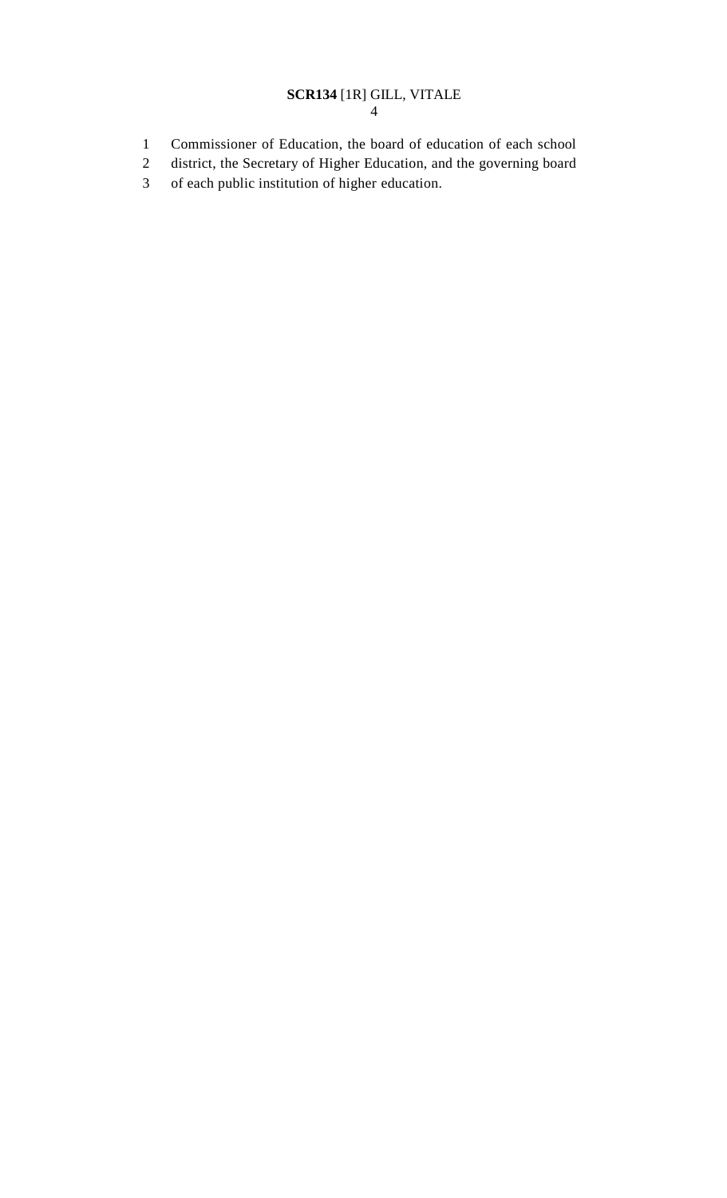Commissioner of Education, the board of education of each school district, the Secretary of Higher Education, and the governing board of each public institution of higher education.